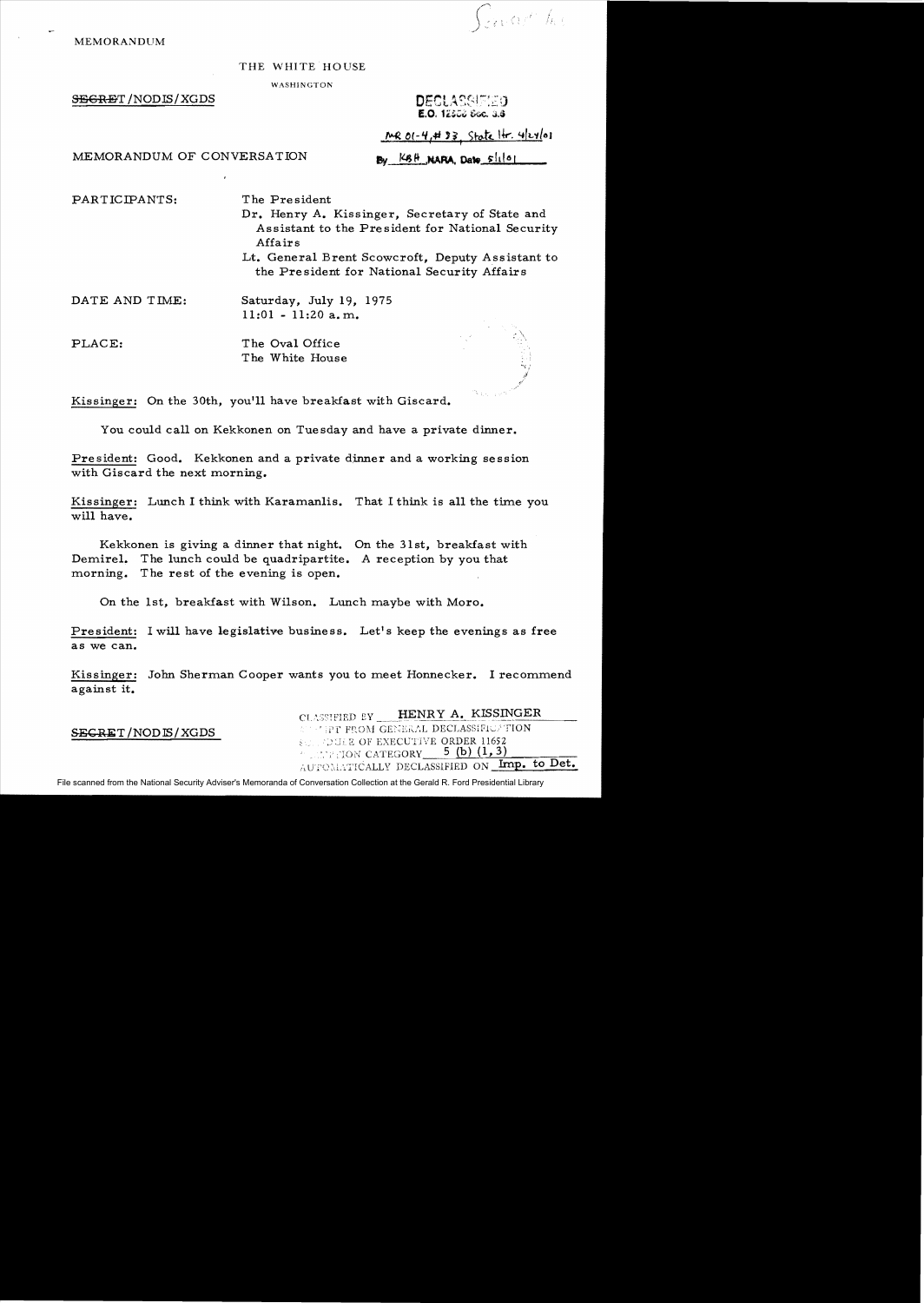MEMORANDUM

THE WHITE HOUSE

WASHINGTON

~~SECRET~~/NODIS/XGDS

DECLASSIFIED
E.O. 12958 Sec. 3.6

MR 01-4, #33, State ltr. 4/24/01

By KBH NARA, Date 5/1/01

MEMORANDUM OF CONVERSATION

PARTICIPANTS: The President

Dr. Henry A. Kissinger, Secretary of State and Assistant to the President for National Security Affairs

Lt. General Brent Scowcroft, Deputy Assistant to the President for National Security Affairs

DATE AND TIME: Saturday, July 19, 1975
11:01 - 11:20 a.m.

PLACE: The Oval Office
The White House

Kissinger: On the 30th, you'll have breakfast with Giscard.

You could call on Kekkonen on Tuesday and have a private dinner.

President: Good. Kekkonen and a private dinner and a working session with Giscard the next morning.

Kissinger: Lunch I think with Karamanlis. That I think is all the time you will have.

Kekkonen is giving a dinner that night. On the 31st, breakfast with Demirel. The lunch could be quadripartite. A reception by you that morning. The rest of the evening is open.

On the 1st, breakfast with Wilson. Lunch maybe with Moro.

President: I will have legislative business. Let's keep the evenings as free as we can.

Kissinger: John Sherman Cooper wants you to meet Honnecker. I recommend against it.

~~SECRET~~/NODIS/XGDS

CLASSIFIED BY HENRY A. KISSINGER
EXEMPT FROM GENERAL DECLASSIFICATION
SCHEDULE OF EXECUTIVE ORDER 11652
EXEMPTION CATEGORY 5 (b) (1, 3)
AUTOMATICALLY DECLASSIFIED ON Imp. to Det.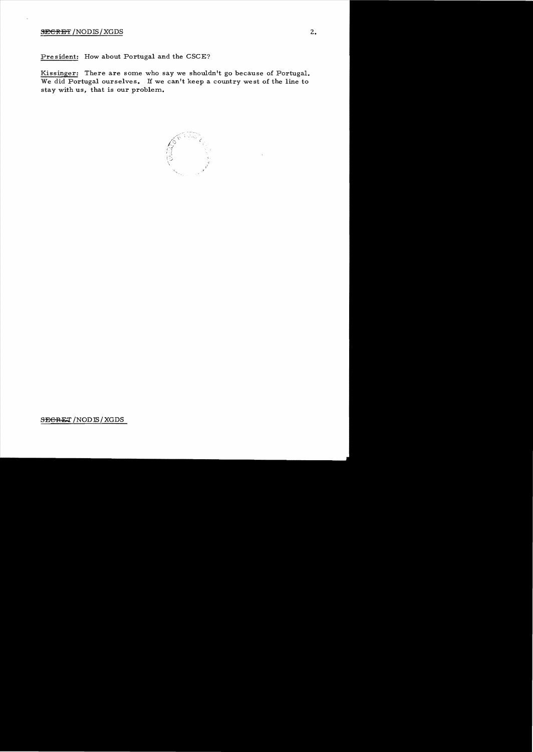President: How about Portugal and the CSCE?

Kissinger: There are some who say we shouldn't go because of Portugal. We did Portugal ourselves. If we can't keep a country west of the line to stay with us, that is our problem.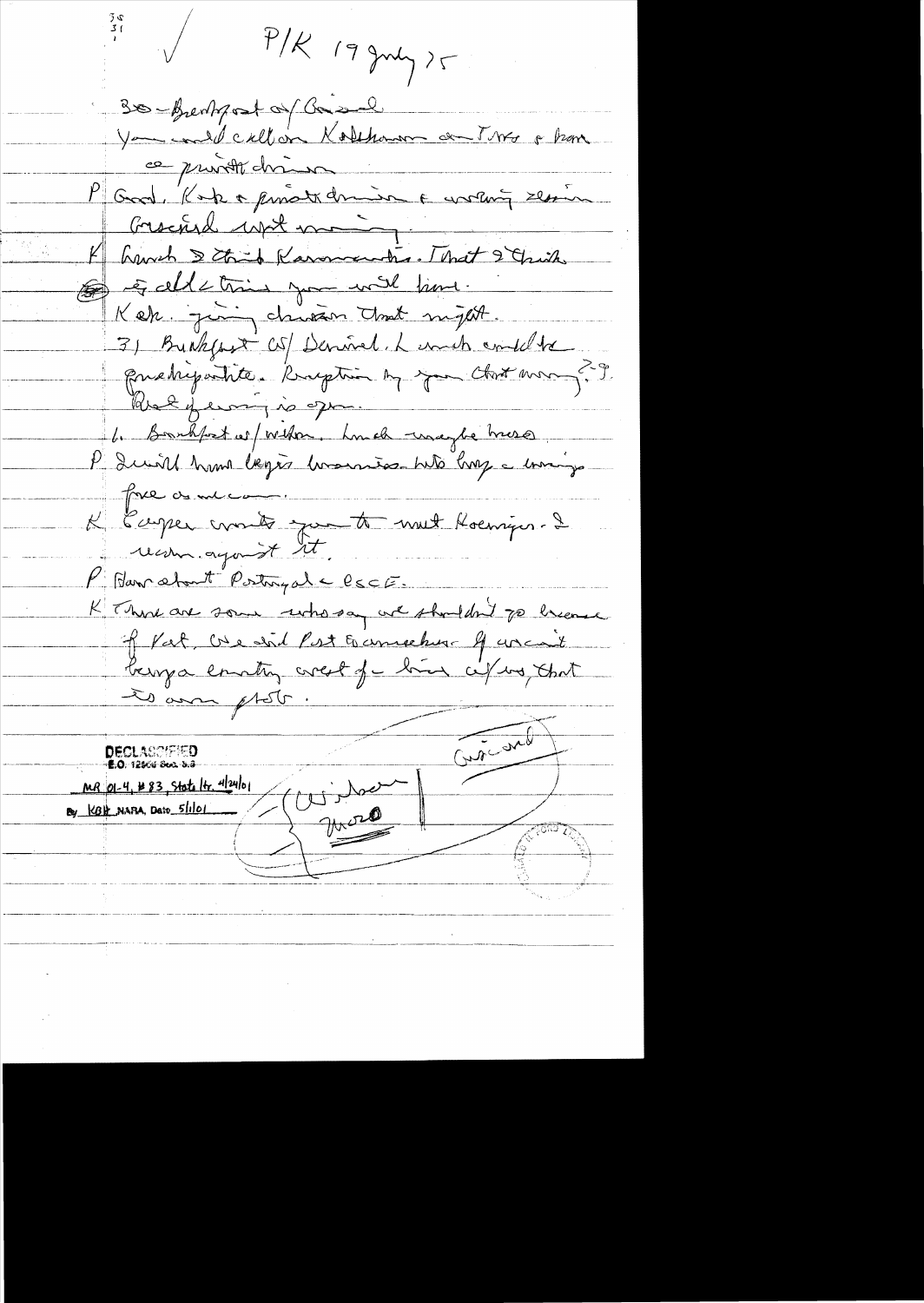P/K 19 July 75

30 – Breakfast w/ Baudouin.
You could call on Kekkonen on Tues. & have a private dinner.

P Good. Kek a private dinner & evening session Brezhnev that morning.

K Lunch I think Karamanlis. That I think is all the time you will have.
Kek. giving dinner that night.

31 Breakfast w/ Demirel. Lunch could be Gierek. Reception by you that evening? ?
Rest of evening is open.

1. Breakfast w/ Wilson. Lunch maybe Moro.

P I will have Lagos wanting to buy a wing
free as we can.

K Cooper wants you to meet Koeniger. I recom. against it.

P How about Portugal & CSCE.

K There are some who say we shouldn't go because of Port. We said Port so concerns. If we can't keep a country west of line c/ws that is own problem.

Giscard
Wilson
Moro

DECLASSIFIED
E.O. 12958 Sec. 3.5
MR 01-4, #83, State ltr. 4/24/01
By KBH NARA, Date 5/1/01